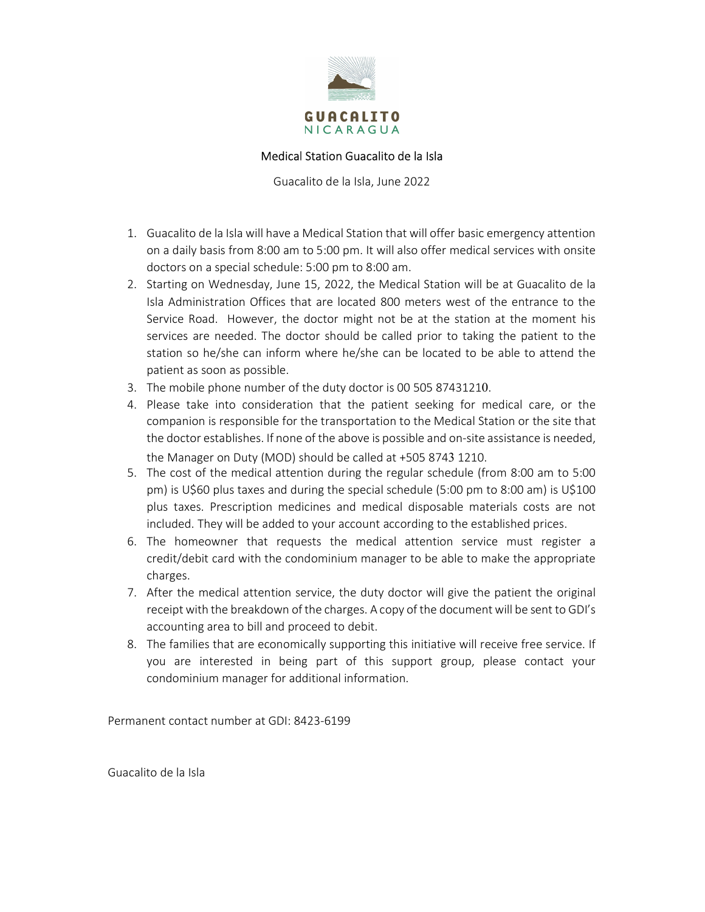GUACALITO
NICARAGUA

## Medical Station Guacalito de la Isla

Guacalito de la Isla, June 2022

1. Guacalito de la Isla will have a Medical Station that will offer basic emergency attention on a daily basis from 8:00 am to 5:00 pm. It will also offer medical services with onsite doctors on a special schedule: 5:00 pm to 8:00 am.
2. Starting on Wednesday, June 15, 2022, the Medical Station will be at Guacalito de la Isla Administration Offices that are located 800 meters west of the entrance to the Service Road. However, the doctor might not be at the station at the moment his services are needed. The doctor should be called prior to taking the patient to the station so he/she can inform where he/she can be located to be able to attend the patient as soon as possible.
3. The mobile phone number of the duty doctor is 00 505 87431210.
4. Please take into consideration that the patient seeking for medical care, or the companion is responsible for the transportation to the Medical Station or the site that the doctor establishes. If none of the above is possible and on-site assistance is needed, the Manager on Duty (MOD) should be called at +505 8743 1210.
5. The cost of the medical attention during the regular schedule (from 8:00 am to 5:00 pm) is U$60 plus taxes and during the special schedule (5:00 pm to 8:00 am) is U$100 plus taxes. Prescription medicines and medical disposable materials costs are not included. They will be added to your account according to the established prices.
6. The homeowner that requests the medical attention service must register a credit/debit card with the condominium manager to be able to make the appropriate charges.
7. After the medical attention service, the duty doctor will give the patient the original receipt with the breakdown of the charges. A copy of the document will be sent to GDI's accounting area to bill and proceed to debit.
8. The families that are economically supporting this initiative will receive free service. If you are interested in being part of this support group, please contact your condominium manager for additional information.

Permanent contact number at GDI: 8423-6199

Guacalito de la Isla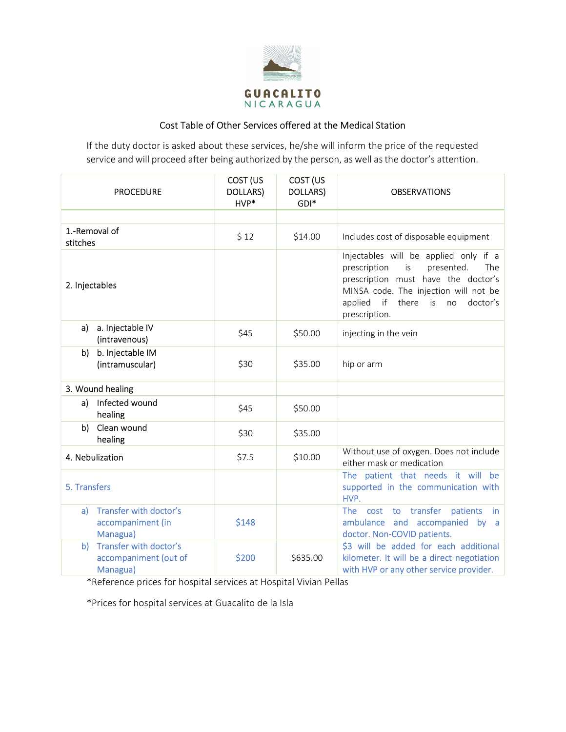GUACALITO
NICARAGUA

Cost Table of Other Services offered at the Medical Station

If the duty doctor is asked about these services, he/she will inform the price of the requested service and will proceed after being authorized by the person, as well as the doctor's attention.

| PROCEDURE | COST (US DOLLARS) HVP* | COST (US DOLLARS) GDI* | OBSERVATIONS |
|---|---|---|---|
| | | | |
| 1.-Removal of stitches | $ 12 | $14.00 | Includes cost of disposable equipment |
| 2. Injectables | | | Injectables will be applied only if a prescription is presented. The prescription must have the doctor's MINSA code. The injection will not be applied if there is no doctor's prescription. |
| a) a. Injectable IV (intravenous) | $45 | $50.00 | injecting in the vein |
| b) b. Injectable IM (intramuscular) | $30 | $35.00 | hip or arm |
| 3. Wound healing | | | |
| a) Infected wound healing | $45 | $50.00 | |
| b) Clean wound healing | $30 | $35.00 | |
| 4. Nebulization | $7.5 | $10.00 | Without use of oxygen. Does not include either mask or medication |
| 5. Transfers | | | The patient that needs it will be supported in the communication with HVP. |
| a) Transfer with doctor's accompaniment (in Managua) | $148 | | The cost to transfer patients in ambulance and accompanied by a doctor. Non-COVID patients. |
| b) Transfer with doctor's accompaniment (out of Managua) | $200 | $635.00 | $3 will be added for each additional kilometer. It will be a direct negotiation with HVP or any other service provider. |

*Reference prices for hospital services at Hospital Vivian Pellas

*Prices for hospital services at Guacalito de la Isla